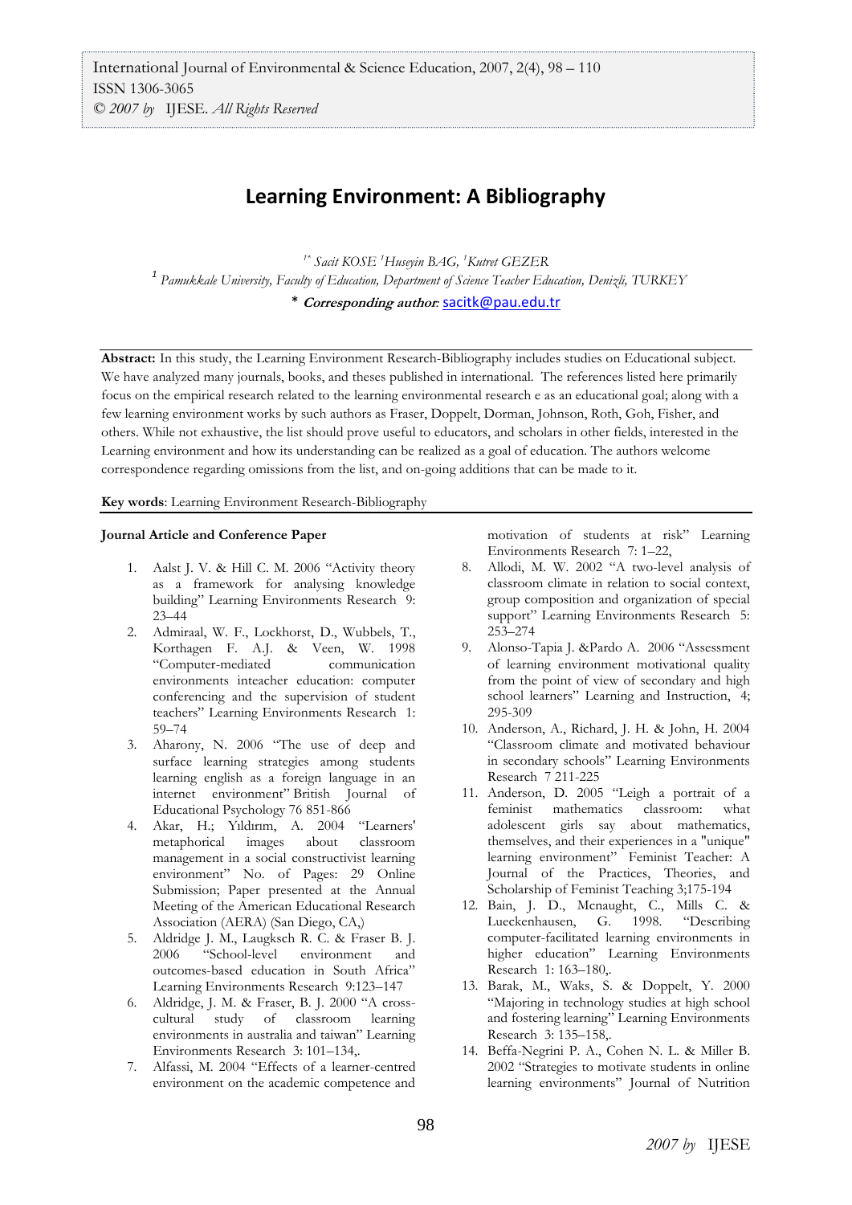# Learning Environment: A Bibliography

[1*] Sacit KOSE [1]Huseyin BAG, [1]Kutret GEZER

[1] Pamukkale University, Faculty of Education, Department of Science Teacher Education, Denizli, TURKEY

\* ***Corresponding author***: sacitk@pau.edu.tr

**Abstract:** In this study, the Learning Environment Research-Bibliography includes studies on Educational subject. We have analyzed many journals, books, and theses published in international. The references listed here primarily focus on the empirical research related to the learning environmental research e as an educational goal; along with a few learning environment works by such authors as Fraser, Doppelt, Dorman, Johnson, Roth, Goh, Fisher, and others. While not exhaustive, the list should prove useful to educators, and scholars in other fields, interested in the Learning environment and how its understanding can be realized as a goal of education. The authors welcome correspondence regarding omissions from the list, and on-going additions that can be made to it.

**Key words**: Learning Environment Research-Bibliography

**Journal Article and Conference Paper**

1. Aalst J. V. & Hill C. M. 2006 "Activity theory as a framework for analysing knowledge building" Learning Environments Research 9: 23–44
2. Admiraal, W. F., Lockhorst, D., Wubbels, T., Korthagen F. A.J. & Veen, W. 1998 "Computer-mediated communication environments inteacher education: computer conferencing and the supervision of student teachers" Learning Environments Research 1: 59–74
3. Aharony, N. 2006 "The use of deep and surface learning strategies among students learning english as a foreign language in an internet environment" British Journal of Educational Psychology 76 851-866
4. Akar, H.; Yıldırım, A. 2004 "Learners' metaphorical images about classroom management in a social constructivist learning environment" No. of Pages: 29 Online Submission; Paper presented at the Annual Meeting of the American Educational Research Association (AERA) (San Diego, CA,)
5. Aldridge J. M., Laugksch R. C. & Fraser B. J. 2006 "School-level environment and outcomes-based education in South Africa" Learning Environments Research 9:123–147
6. Aldridge, J. M. & Fraser, B. J. 2000 "A cross-cultural study of classroom learning environments in australia and taiwan" Learning Environments Research 3: 101–134,.
7. Alfassi, M. 2004 "Effects of a learner-centred environment on the academic competence and motivation of students at risk" Learning Environments Research 7: 1–22,
8. Allodi, M. W. 2002 "A two-level analysis of classroom climate in relation to social context, group composition and organization of special support" Learning Environments Research 5: 253–274
9. Alonso-Tapia J. &Pardo A. 2006 "Assessment of learning environment motivational quality from the point of view of secondary and high school learners" Learning and Instruction, 4; 295-309
10. Anderson, A., Richard, J. H. & John, H. 2004 "Classroom climate and motivated behaviour in secondary schools" Learning Environments Research 7 211-225
11. Anderson, D. 2005 "Leigh a portrait of a feminist mathematics classroom: what adolescent girls say about mathematics, themselves, and their experiences in a "unique" learning environment" Feminist Teacher: A Journal of the Practices, Theories, and Scholarship of Feminist Teaching 3;175-194
12. Bain, J. D., Mcnaught, C., Mills C. & Lueckenhausen, G. 1998. "Describing computer-facilitated learning environments in higher education" Learning Environments Research 1: 163–180,.
13. Barak, M., Waks, S. & Doppelt, Y. 2000 "Majoring in technology studies at high school and fostering learning" Learning Environments Research 3: 135–158,.
14. Beffa-Negrini P. A., Cohen N. L. & Miller B. 2002 "Strategies to motivate students in online learning environments" Journal of Nutrition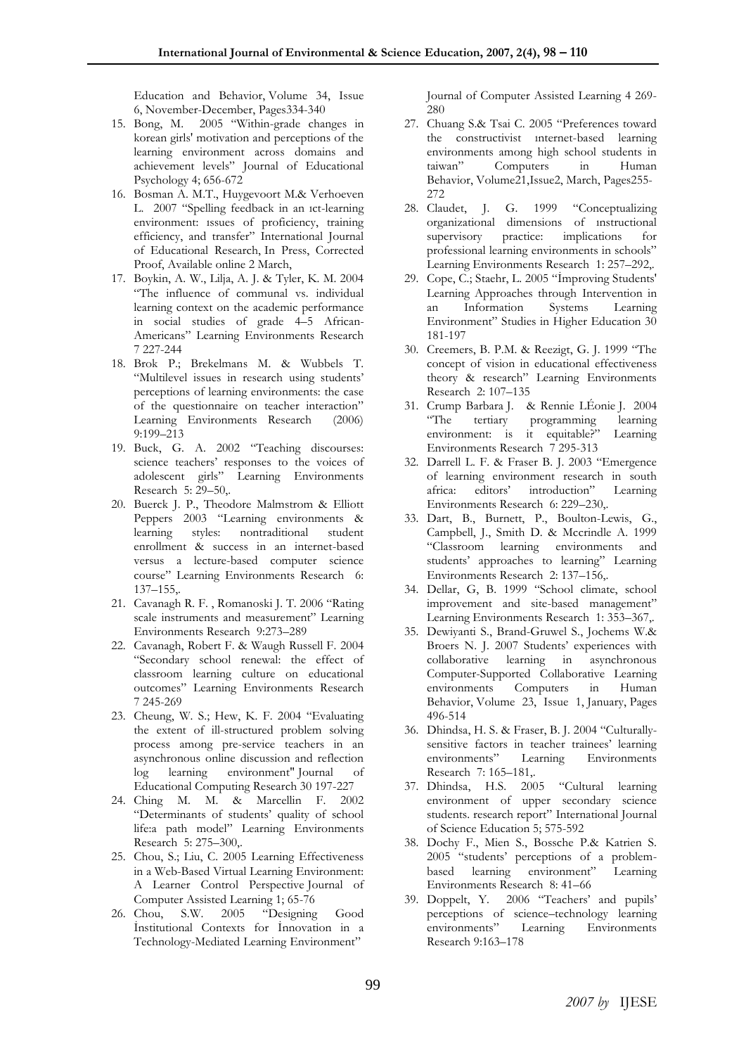Education and Behavior, Volume 34, Issue 6, November-December, Pages334-340

15. Bong, M. 2005 "Within-grade changes in korean girls' motivation and perceptions of the learning environment across domains and achievement levels" Journal of Educational Psychology 4; 656-672
16. Bosman A. M.T., Huygevoort M.& Verhoeven L. 2007 "Spelling feedback in an ıct-learning environment: ıssues of proficiency, training efficiency, and transfer" International Journal of Educational Research, In Press, Corrected Proof, Available online 2 March,
17. Boykin, A. W., Lilja, A. J. & Tyler, K. M. 2004 "The influence of communal vs. individual learning context on the academic performance in social studies of grade 4–5 African-Americans" Learning Environments Research 7 227-244
18. Brok P.; Brekelmans M. & Wubbels T. "Multilevel issues in research using students' perceptions of learning environments: the case of the questionnaire on teacher interaction" Learning Environments Research (2006) 9:199–213
19. Buck, G. A. 2002 "Teaching discourses: science teachers' responses to the voices of adolescent girls" Learning Environments Research 5: 29–50,.
20. Buerck J. P., Theodore Malmstrom & Elliott Peppers 2003 "Learning environments & learning styles: nontraditional student enrollment & success in an internet-based versus a lecture-based computer science course" Learning Environments Research 6: 137–155,.
21. Cavanagh R. F. , Romanoski J. T. 2006 "Rating scale instruments and measurement" Learning Environments Research 9:273–289
22. Cavanagh, Robert F. & Waugh Russell F. 2004 "Secondary school renewal: the effect of classroom learning culture on educational outcomes" Learning Environments Research 7 245-269
23. Cheung, W. S.; Hew, K. F. 2004 "Evaluating the extent of ill-structured problem solving process among pre-service teachers in an asynchronous online discussion and reflection log learning environment" Journal of Educational Computing Research 30 197-227
24. Ching M. M. & Marcellin F. 2002 "Determinants of students' quality of school life:a path model" Learning Environments Research 5: 275–300,.
25. Chou, S.; Liu, C. 2005 Learning Effectiveness in a Web-Based Virtual Learning Environment: A Learner Control Perspective Journal of Computer Assisted Learning 1; 65-76
26. Chou, S.W. 2005 "Designing Good İnstitutional Contexts for İnnovation in a Technology-Mediated Learning Environment" Journal of Computer Assisted Learning 4 269-280
27. Chuang S.& Tsai C. 2005 "Preferences toward the constructivist ınternet-based learning environments among high school students in taiwan" Computers in Human Behavior, Volume21,Issue2, March, Pages255-272
28. Claudet, J. G. 1999 "Conceptualizing organizational dimensions of ınstructional supervisory practice: implications for professional learning environments in schools" Learning Environments Research 1: 257–292,.
29. Cope, C.; Staehr, L. 2005 "İmproving Students' Learning Approaches through Intervention in an Information Systems Learning Environment" Studies in Higher Education 30 181-197
30. Creemers, B. P.M. & Reezigt, G. J. 1999 "The concept of vision in educational effectiveness theory & research" Learning Environments Research 2: 107–135
31. Crump Barbara J. & Rennie LÉonie J. 2004 "The tertiary programming learning environment: is it equitable?" Learning Environments Research 7 295-313
32. Darrell L. F. & Fraser B. J. 2003 "Emergence of learning environment research in south africa: editors' introduction" Learning Environments Research 6: 229–230,.
33. Dart, B., Burnett, P., Boulton-Lewis, G., Campbell, J., Smith D. & Mccrindle A. 1999 "Classroom learning environments and students' approaches to learning" Learning Environments Research 2: 137–156,.
34. Dellar, G, B. 1999 "School climate, school improvement and site-based management" Learning Environments Research 1: 353–367,.
35. Dewiyanti S., Brand-Gruwel S., Jochems W.& Broers N. J. 2007 Students' experiences with collaborative learning in asynchronous Computer-Supported Collaborative Learning environments Computers in Human Behavior, Volume 23, Issue 1, January, Pages 496-514
36. Dhindsa, H. S. & Fraser, B. J. 2004 "Culturally-sensitive factors in teacher trainees' learning environments" Learning Environments Research 7: 165–181,.
37. Dhindsa, H.S. 2005 "Cultural learning environment of upper secondary science students. research report" International Journal of Science Education 5; 575-592
38. Dochy F., Mien S., Bossche P.& Katrien S. 2005 "students' perceptions of a problem-based learning environment" Learning Environments Research 8: 41–66
39. Doppelt, Y. 2006 "Teachers' and pupils' perceptions of science–technology learning environments" Learning Environments Research 9:163–178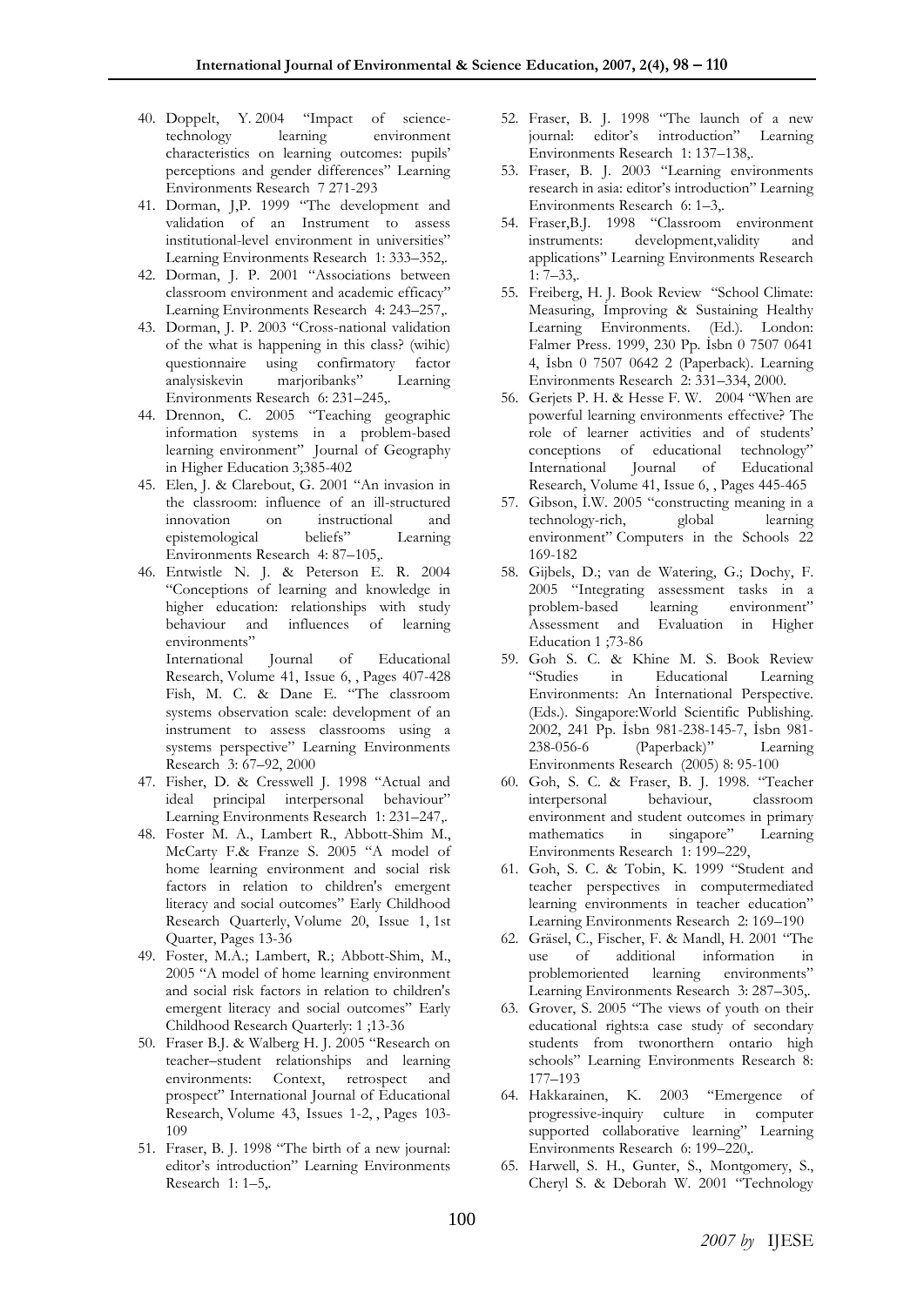40. Doppelt, Y. 2004 "Impact of science-technology learning environment characteristics on learning outcomes: pupils' perceptions and gender differences" Learning Environments Research 7 271-293
41. Dorman, J,P. 1999 "The development and validation of an Instrument to assess institutional-level environment in universities" Learning Environments Research 1: 333–352,.
42. Dorman, J. P. 2001 "Associations between classroom environment and academic efficacy" Learning Environments Research 4: 243–257,.
43. Dorman, J. P. 2003 "Cross-national validation of the what is happening in this class? (wihic) questionnaire using confirmatory factor analysiskevin marjoribanks" Learning Environments Research 6: 231–245,.
44. Drennon, C. 2005 "Teaching geographic information systems in a problem-based learning environment" Journal of Geography in Higher Education 3;385-402
45. Elen, J. & Clarebout, G. 2001 "An invasion in the classroom: influence of an ill-structured innovation on instructional and epistemological beliefs" Learning Environments Research 4: 87–105,.
46. Entwistle N. J. & Peterson E. R. 2004 "Conceptions of learning and knowledge in higher education: relationships with study behaviour and influences of learning environments" International Journal of Educational Research, Volume 41, Issue 6, , Pages 407-428 Fish, M. C. & Dane E. "The classroom systems observation scale: development of an instrument to assess classrooms using a systems perspective" Learning Environments Research 3: 67–92, 2000
47. Fisher, D. & Cresswell J. 1998 "Actual and ideal principal interpersonal behaviour" Learning Environments Research 1: 231–247,.
48. Foster M. A., Lambert R., Abbott-Shim M., McCarty F.& Franze S. 2005 "A model of home learning environment and social risk factors in relation to children's emergent literacy and social outcomes" Early Childhood Research Quarterly, Volume 20, Issue 1, 1st Quarter, Pages 13-36
49. Foster, M.A.; Lambert, R.; Abbott-Shim, M., 2005 "A model of home learning environment and social risk factors in relation to children's emergent literacy and social outcomes" Early Childhood Research Quarterly: 1 ;13-36
50. Fraser B.J. & Walberg H. J. 2005 "Research on teacher–student relationships and learning environments: Context, retrospect and prospect" International Journal of Educational Research, Volume 43, Issues 1-2, , Pages 103-109
51. Fraser, B. J. 1998 "The birth of a new journal: editor's introduction" Learning Environments Research 1: 1–5,.
52. Fraser, B. J. 1998 "The launch of a new journal: editor's introduction" Learning Environments Research 1: 137–138,.
53. Fraser, B. J. 2003 "Learning environments research in asia: editor's introduction" Learning Environments Research 6: 1–3,.
54. Fraser,B.J. 1998 "Classroom environment instruments: development,validity and applications" Learning Environments Research 1: 7–33,.
55. Freiberg, H. J. Book Review "School Climate: Measuring, İmproving & Sustaining Healthy Learning Environments. (Ed.). London: Falmer Press. 1999, 230 Pp. İsbn 0 7507 0641 4, İsbn 0 7507 0642 2 (Paperback). Learning Environments Research 2: 331–334, 2000.
56. Gerjets P. H. & Hesse F. W. 2004 "When are powerful learning environments effective? The role of learner activities and of students' conceptions of educational technology" International Journal of Educational Research, Volume 41, Issue 6, , Pages 445-465
57. Gibson, İ.W. 2005 "constructing meaning in a technology-rich, global learning environment" Computers in the Schools 22 169-182
58. Gijbels, D.; van de Watering, G.; Dochy, F. 2005 "Integrating assessment tasks in a problem-based learning environment" Assessment and Evaluation in Higher Education 1 ;73-86
59. Goh S. C. & Khine M. S. Book Review "Studies in Educational Learning Environments: An İnternational Perspective. (Eds.). Singapore:World Scientific Publishing. 2002, 241 Pp. İsbn 981-238-145-7, İsbn 981-238-056-6 (Paperback)" Learning Environments Research (2005) 8: 95-100
60. Goh, S. C. & Fraser, B. J. 1998. "Teacher interpersonal behaviour, classroom environment and student outcomes in primary mathematics in singapore" Learning Environments Research 1: 199–229,
61. Goh, S. C. & Tobin, K. 1999 "Student and teacher perspectives in computermediated learning environments in teacher education" Learning Environments Research 2: 169–190
62. Gräsel, C., Fischer, F. & Mandl, H. 2001 "The use of additional information in problemoriented learning environments" Learning Environments Research 3: 287–305,.
63. Grover, S. 2005 "The views of youth on their educational rights:a case study of secondary students from twonorthern ontario high schools" Learning Environments Research 8: 177–193
64. Hakkarainen, K. 2003 "Emergence of progressive-inquiry culture in computer supported collaborative learning" Learning Environments Research 6: 199–220,.
65. Harwell, S. H., Gunter, S., Montgomery, S., Cheryl S. & Deborah W. 2001 "Technology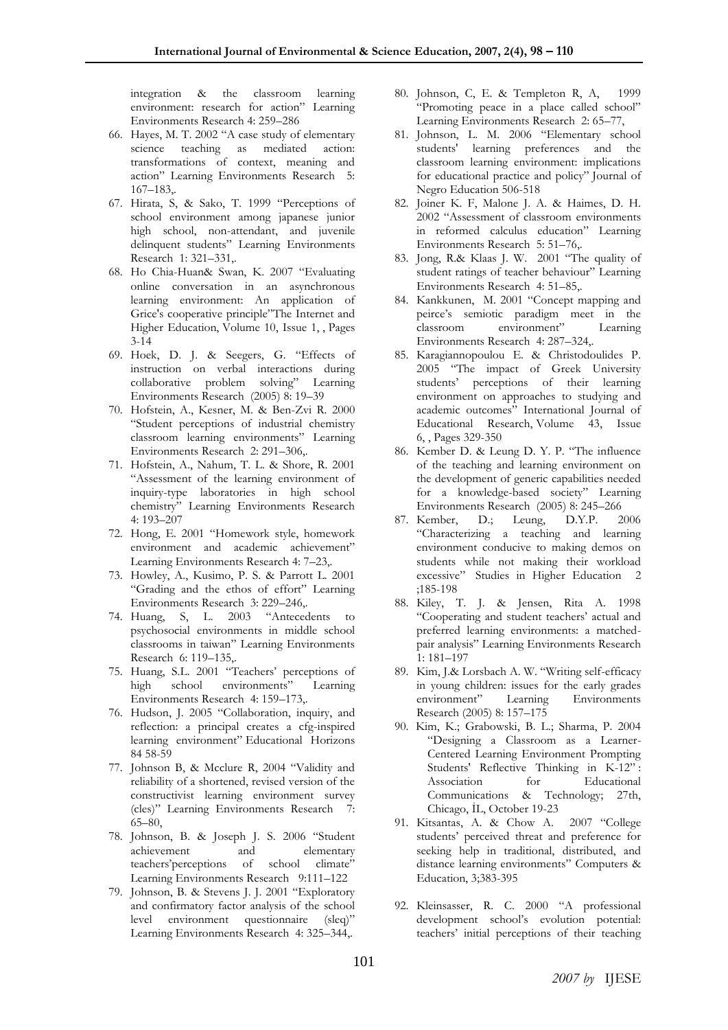integration & the classroom learning environment: research for action" Learning Environments Research 4: 259–286

66. Hayes, M. T. 2002 "A case study of elementary science teaching as mediated action: transformations of context, meaning and action" Learning Environments Research 5: 167–183,.
67. Hirata, S, & Sako, T. 1999 "Perceptions of school environment among japanese junior high school, non-attendant, and juvenile delinquent students" Learning Environments Research 1: 321–331,.
68. Ho Chia-Huan& Swan, K. 2007 "Evaluating online conversation in an asynchronous learning environment: An application of Grice's cooperative principle"The Internet and Higher Education, Volume 10, Issue 1, , Pages 3-14
69. Hoek, D. J. & Seegers, G. "Effects of instruction on verbal interactions during collaborative problem solving" Learning Environments Research (2005) 8: 19–39
70. Hofstein, A., Kesner, M. & Ben-Zvi R. 2000 "Student perceptions of industrial chemistry classroom learning environments" Learning Environments Research 2: 291–306,.
71. Hofstein, A., Nahum, T. L. & Shore, R. 2001 "Assessment of the learning environment of inquiry-type laboratories in high school chemistry" Learning Environments Research 4: 193–207
72. Hong, E. 2001 "Homework style, homework environment and academic achievement" Learning Environments Research 4: 7–23,.
73. Howley, A., Kusimo, P. S. & Parrott L. 2001 "Grading and the ethos of effort" Learning Environments Research 3: 229–246,.
74. Huang, S, L. 2003 "Antecedents to psychosocial environments in middle school classrooms in taiwan" Learning Environments Research 6: 119–135,.
75. Huang, S.L. 2001 "Teachers' perceptions of high school environments" Learning Environments Research 4: 159–173,.
76. Hudson, J. 2005 "Collaboration, inquiry, and reflection: a principal creates a cfg-inspired learning environment" Educational Horizons 84 58-59
77. Johnson B, & Mcclure R, 2004 "Validity and reliability of a shortened, revised version of the constructivist learning environment survey (cles)" Learning Environments Research 7: 65–80,
78. Johnson, B. & Joseph J. S. 2006 "Student achievement and elementary teachers'perceptions of school climate" Learning Environments Research 9:111–122
79. Johnson, B. & Stevens J. J. 2001 "Exploratory and confirmatory factor analysis of the school level environment questionnaire (sleq)" Learning Environments Research 4: 325–344,.
80. Johnson, C, E. & Templeton R, A, 1999 "Promoting peace in a place called school" Learning Environments Research 2: 65–77,
81. Johnson, L. M. 2006 "Elementary school students' learning preferences and the classroom learning environment: implications for educational practice and policy" Journal of Negro Education 506-518
82. Joiner K. F, Malone J. A. & Haimes, D. H. 2002 "Assessment of classroom environments in reformed calculus education" Learning Environments Research 5: 51–76,.
83. Jong, R.& Klaas J. W. 2001 "The quality of student ratings of teacher behaviour" Learning Environments Research 4: 51–85,.
84. Kankkunen, M. 2001 "Concept mapping and peirce's semiotic paradigm meet in the classroom environment" Learning Environments Research 4: 287–324,.
85. Karagiannopoulou E. & Christodoulides P. 2005 "The impact of Greek University students' perceptions of their learning environment on approaches to studying and academic outcomes" International Journal of Educational Research, Volume 43, Issue 6, , Pages 329-350
86. Kember D. & Leung D. Y. P. "The influence of the teaching and learning environment on the development of generic capabilities needed for a knowledge-based society" Learning Environments Research (2005) 8: 245–266
87. Kember, D.; Leung, D.Y.P. 2006 "Characterizing a teaching and learning environment conducive to making demos on students while not making their workload excessive" Studies in Higher Education 2 ;185-198
88. Kiley, T. J. & Jensen, Rita A. 1998 "Cooperating and student teachers' actual and preferred learning environments: a matched-pair analysis" Learning Environments Research 1: 181–197
89. Kim, J.& Lorsbach A. W. "Writing self-efficacy in young children: issues for the early grades environment" Learning Environments Research (2005) 8: 157–175
90. Kim, K.; Grabowski, B. L.; Sharma, P. 2004 "Designing a Classroom as a Learner-Centered Learning Environment Prompting Students' Reflective Thinking in K-12" : Association for Educational Communications & Technology; 27th, Chicago, İL, October 19-23
91. Kitsantas, A. & Chow A. 2007 "College students' perceived threat and preference for seeking help in traditional, distributed, and distance learning environments" Computers & Education, 3;383-395
92. Kleinsasser, R. C. 2000 "A professional development school's evolution potential: teachers' initial perceptions of their teaching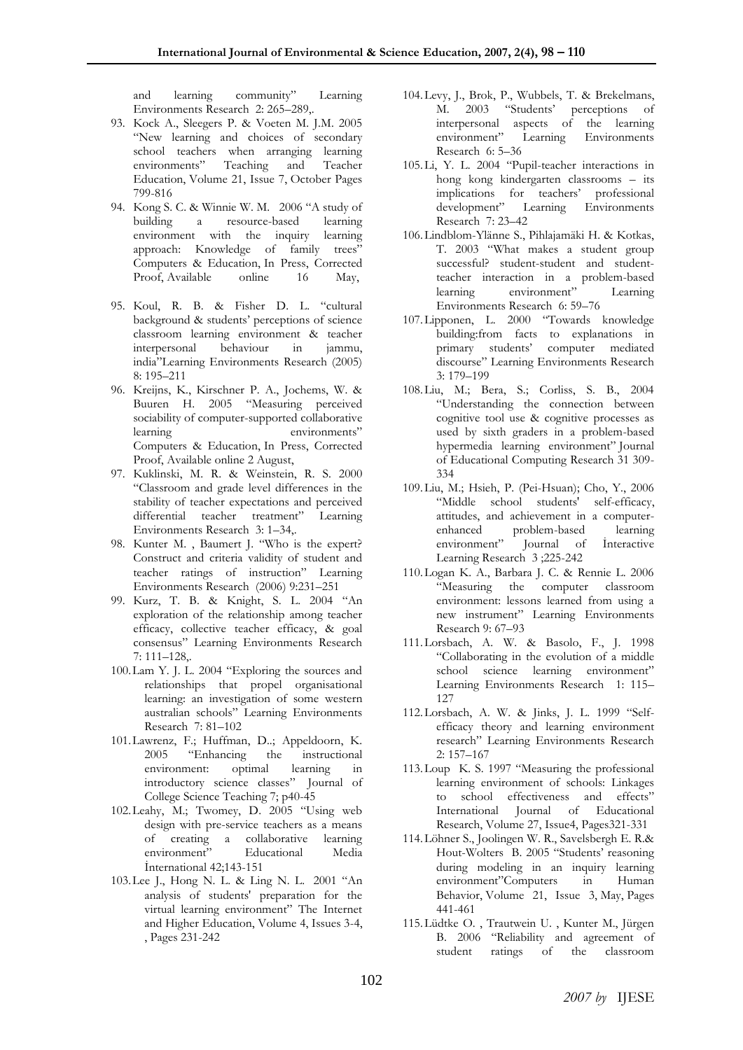and learning community" Learning Environments Research 2: 265–289,.

93. Kock A., Sleegers P. & Voeten M. J.M. 2005 "New learning and choices of secondary school teachers when arranging learning environments" Teaching and Teacher Education, Volume 21, Issue 7, October Pages 799-816
94. Kong S. C. & Winnie W. M. 2006 "A study of building a resource-based learning environment with the inquiry learning approach: Knowledge of family trees" Computers & Education, In Press, Corrected Proof, Available online 16 May,
95. Koul, R. B. & Fisher D. L. "cultural background & students' perceptions of science classroom learning environment & teacher interpersonal behaviour in jammu, india"Learning Environments Research (2005) 8: 195–211
96. Kreijns, K., Kirschner P. A., Jochems, W. & Buuren H. 2005 "Measuring perceived sociability of computer-supported collaborative learning environments" Computers & Education, In Press, Corrected Proof, Available online 2 August,
97. Kuklinski, M. R. & Weinstein, R. S. 2000 "Classroom and grade level differences in the stability of teacher expectations and perceived differential teacher treatment" Learning Environments Research 3: 1–34,.
98. Kunter M. , Baumert J. "Who is the expert? Construct and criteria validity of student and teacher ratings of instruction" Learning Environments Research (2006) 9:231–251
99. Kurz, T. B. & Knight, S. L. 2004 "An exploration of the relationship among teacher efficacy, collective teacher efficacy, & goal consensus" Learning Environments Research 7: 111–128,.
100. Lam Y. J. L. 2004 "Exploring the sources and relationships that propel organisational learning: an investigation of some western australian schools" Learning Environments Research 7: 81–102
101. Lawrenz, F.; Huffman, D..; Appeldoorn, K. 2005 "Enhancing the instructional environment: optimal learning in introductory science classes" Journal of College Science Teaching 7; p40-45
102. Leahy, M.; Twomey, D. 2005 "Using web design with pre-service teachers as a means of creating a collaborative learning environment" Educational Media İnternational 42;143-151
103. Lee J., Hong N. L. & Ling N. L. 2001 "An analysis of students' preparation for the virtual learning environment" The Internet and Higher Education, Volume 4, Issues 3-4, , Pages 231-242
104. Levy, J., Brok, P., Wubbels, T. & Brekelmans, M. 2003 "Students' perceptions of interpersonal aspects of the learning environment" Learning Environments Research 6: 5–36
105. Li, Y. L. 2004 "Pupil-teacher interactions in hong kong kindergarten classrooms – its implications for teachers' professional development" Learning Environments Research 7: 23–42
106. Lindblom-Ylänne S., Pihlajamäki H. & Kotkas, T. 2003 "What makes a student group successful? student-student and student-teacher interaction in a problem-based learning environment" Learning Environments Research 6: 59–76
107. Lipponen, L. 2000 "Towards knowledge building:from facts to explanations in primary students' computer mediated discourse" Learning Environments Research 3: 179–199
108. Liu, M.; Bera, S.; Corliss, S. B., 2004 "Understanding the connection between cognitive tool use & cognitive processes as used by sixth graders in a problem-based hypermedia learning environment" Journal of Educational Computing Research 31 309-334
109. Liu, M.; Hsieh, P. (Pei-Hsuan); Cho, Y., 2006 "Middle school students' self-efficacy, attitudes, and achievement in a computer-enhanced problem-based learning environment" Journal of İnteractive Learning Research 3 ;225-242
110. Logan K. A., Barbara J. C. & Rennie L. 2006 "Measuring the computer classroom environment: lessons learned from using a new instrument" Learning Environments Research 9: 67–93
111. Lorsbach, A. W. & Basolo, F., J. 1998 "Collaborating in the evolution of a middle school science learning environment" Learning Environments Research 1: 115–127
112. Lorsbach, A. W. & Jinks, J. L. 1999 "Self-efficacy theory and learning environment research" Learning Environments Research 2: 157–167
113. Loup K. S. 1997 "Measuring the professional learning environment of schools: Linkages to school effectiveness and effects" International Journal of Educational Research, Volume 27, Issue4, Pages321-331
114. Löhner S., Joolingen W. R., Savelsbergh E. R.& Hout-Wolters B. 2005 "Students' reasoning during modeling in an inquiry learning environment"Computers in Human Behavior, Volume 21, Issue 3, May, Pages 441-461
115. Lüdtke O. , Trautwein U. , Kunter M., Jürgen B. 2006 "Reliability and agreement of student ratings of the classroom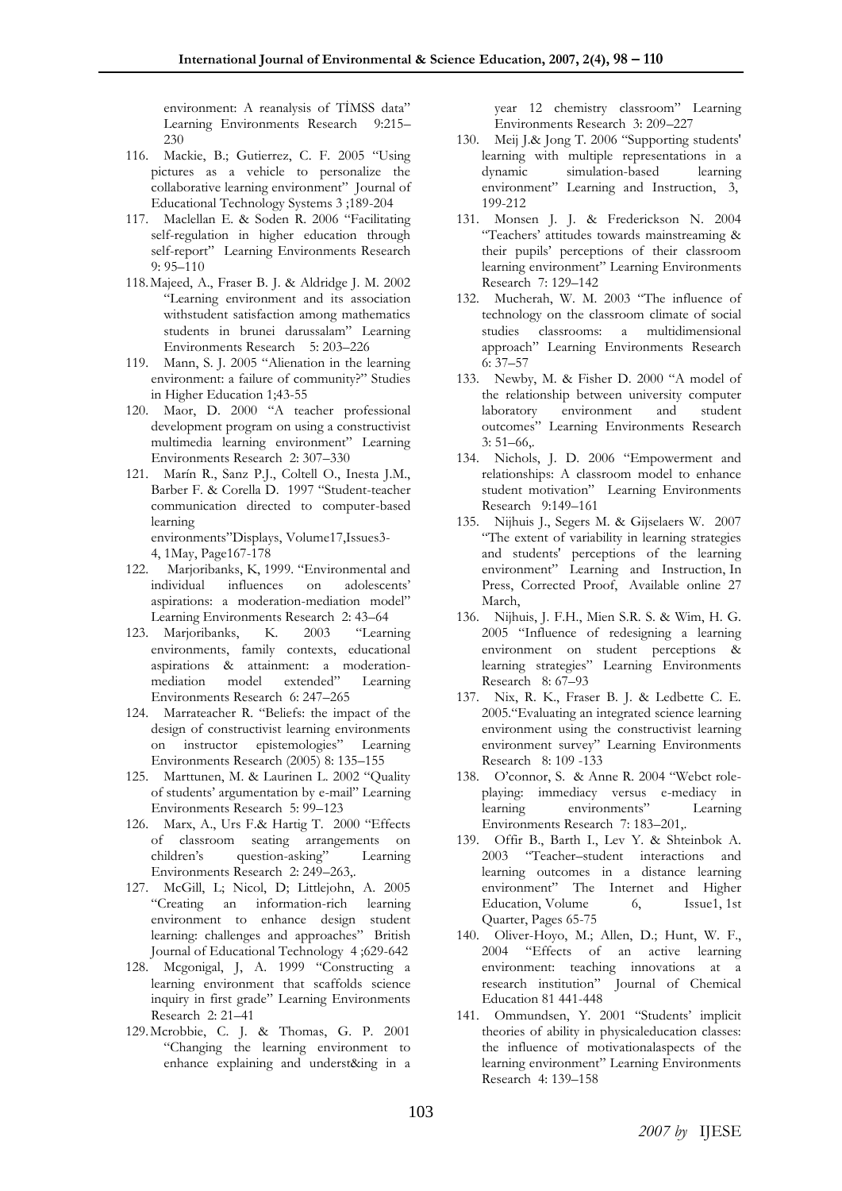environment: A reanalysis of TİMSS data" Learning Environments Research 9:215–230

116. Mackie, B.; Gutierrez, C. F. 2005 "Using pictures as a vehicle to personalize the collaborative learning environment" Journal of Educational Technology Systems 3 ;189-204
117. Maclellan E. & Soden R. 2006 "Facilitating self-regulation in higher education through self-report" Learning Environments Research 9: 95–110
118. Majeed, A., Fraser B. J. & Aldridge J. M. 2002 "Learning environment and its association withstudent satisfaction among mathematics students in brunei darussalam" Learning Environments Research 5: 203–226
119. Mann, S. J. 2005 "Alienation in the learning environment: a failure of community?" Studies in Higher Education 1;43-55
120. Maor, D. 2000 "A teacher professional development program on using a constructivist multimedia learning environment" Learning Environments Research 2: 307–330
121. Marín R., Sanz P.J., Coltell O., Inesta J.M., Barber F. & Corella D. 1997 "Student-teacher communication directed to computer-based learning environments"Displays, Volume17,Issues3-4, 1May, Page167-178
122. Marjoribanks, K, 1999. "Environmental and individual influences on adolescents' aspirations: a moderation-mediation model" Learning Environments Research 2: 43–64
123. Marjoribanks, K. 2003 "Learning environments, family contexts, educational aspirations & attainment: a moderation-mediation model extended" Learning Environments Research 6: 247–265
124. Marrateacher R. "Beliefs: the impact of the design of constructivist learning environments on instructor epistemologies" Learning Environments Research (2005) 8: 135–155
125. Marttunen, M. & Laurinen L. 2002 "Quality of students' argumentation by e-mail" Learning Environments Research 5: 99–123
126. Marx, A., Urs F.& Hartig T. 2000 "Effects of classroom seating arrangements on children's question-asking" Learning Environments Research 2: 249–263,.
127. McGill, L; Nicol, D; Littlejohn, A. 2005 "Creating an information-rich learning environment to enhance design student learning: challenges and approaches" British Journal of Educational Technology 4 ;629-642
128. Mcgonigal, J, A. 1999 "Constructing a learning environment that scaffolds science inquiry in first grade" Learning Environments Research 2: 21–41
129. Mcrobbie, C. J. & Thomas, G. P. 2001 "Changing the learning environment to enhance explaining and underst&ing in a year 12 chemistry classroom" Learning Environments Research 3: 209–227
130. Meij J.& Jong T. 2006 "Supporting students' learning with multiple representations in a dynamic simulation-based learning environment" Learning and Instruction, 3, 199-212
131. Monsen J. J. & Frederickson N. 2004 "Teachers' attitudes towards mainstreaming & their pupils' perceptions of their classroom learning environment" Learning Environments Research 7: 129–142
132. Mucherah, W. M. 2003 "The influence of technology on the classroom climate of social studies classrooms: a multidimensional approach" Learning Environments Research 6: 37–57
133. Newby, M. & Fisher D. 2000 "A model of the relationship between university computer laboratory environment and student outcomes" Learning Environments Research 3: 51–66,.
134. Nichols, J. D. 2006 "Empowerment and relationships: A classroom model to enhance student motivation" Learning Environments Research 9:149–161
135. Nijhuis J., Segers M. & Gijselaers W. 2007 "The extent of variability in learning strategies and students' perceptions of the learning environment" Learning and Instruction, In Press, Corrected Proof, Available online 27 March,
136. Nijhuis, J. F.H., Mien S.R. S. & Wim, H. G. 2005 "Influence of redesigning a learning environment on student perceptions & learning strategies" Learning Environments Research 8: 67–93
137. Nix, R. K., Fraser B. J. & Ledbette C. E. 2005."Evaluating an integrated science learning environment using the constructivist learning environment survey" Learning Environments Research 8: 109 -133
138. O'connor, S. & Anne R. 2004 "Webct role-playing: immediacy versus e-mediacy in learning environments" Learning Environments Research 7: 183–201,.
139. Offir B., Barth I., Lev Y. & Shteinbok A. 2003 "Teacher–student interactions and learning outcomes in a distance learning environment" The Internet and Higher Education, Volume 6, Issue1, 1st Quarter, Pages 65-75
140. Oliver-Hoyo, M.; Allen, D.; Hunt, W. F., 2004 "Effects of an active learning environment: teaching innovations at a research institution" Journal of Chemical Education 81 441-448
141. Ommundsen, Y. 2001 "Students' implicit theories of ability in physicaleducation classes: the influence of motivationalaspects of the learning environment" Learning Environments Research 4: 139–158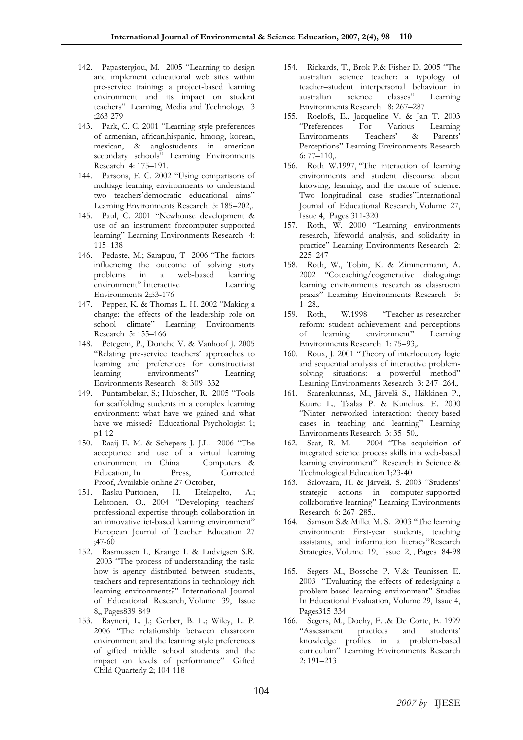142. Papastergiou, M. 2005 "Learning to design and implement educational web sites within pre-service training: a project-based learning environment and its impact on student teachers" Learning, Media and Technology 3 ;263-279
143. Park, C. C. 2001 "Learning style preferences of armenian, african,hispanic, hmong, korean, mexican, & anglostudents in american secondary schools" Learning Environments Research 4: 175–191.
144. Parsons, E. C. 2002 "Using comparisons of multiage learning environments to understand two teachers'democratic educational aims" Learning Environments Research 5: 185–202,.
145. Paul, C. 2001 "Newhouse development & use of an instrument forcomputer-supported learning" Learning Environments Research 4: 115–138
146. Pedaste, M.; Sarapuu, T 2006 "The factors influencing the outcome of solving story problems in a web-based learning environment" İnteractive Learning Environments 2;53-176
147. Pepper, K. & Thomas L. H. 2002 "Making a change: the effects of the leadership role on school climate" Learning Environments Research 5: 155–166
148. Petegem, P., Donche V. & Vanhoof J. 2005 "Relating pre-service teachers' approaches to learning and preferences for constructivist learning environments" Learning Environments Research 8: 309–332
149. Puntambekar, S.; Hubscher, R. 2005 "Tools for scaffolding students in a complex learning environment: what have we gained and what have we missed? Educational Psychologist 1; p1-12
150. Raaij E. M. & Schepers J. J.L. 2006 "The acceptance and use of a virtual learning environment in China Computers & Education, In Press, Corrected Proof, Available online 27 October,
151. Rasku-Puttonen, H. Etelapelto, A.; Lehtonen, O., 2004 "Developing teachers' professional expertise through collaboration in an innovative ict-based learning environment" European Journal of Teacher Education 27 ;47-60
152. Rasmussen I., Krange I. & Ludvigsen S.R. 2003 "The process of understanding the task: how is agency distributed between students, teachers and representations in technology-rich learning environments?" International Journal of Educational Research, Volume 39, Issue 8,, Pages839-849
153. Rayneri, L. J.; Gerber, B. L.; Wiley, L. P. 2006 "The relationship between classroom environment and the learning style preferences of gifted middle school students and the impact on levels of performance" Gifted Child Quarterly 2; 104-118
154. Rickards, T., Brok P.& Fisher D. 2005 "The australian science teacher: a typology of teacher–student interpersonal behaviour in australian science classes" Learning Environments Research 8: 267–287
155. Roelofs, E., Jacqueline V. & Jan T. 2003 "Preferences For Various Learning Environments: Teachers' & Parents' Perceptions" Learning Environments Research 6: 77–110,.
156. Roth W.1997, "The interaction of learning environments and student discourse about knowing, learning, and the nature of science: Two longitudinal case studies"International Journal of Educational Research, Volume 27, Issue 4, Pages 311-320
157. Roth, W. 2000 "Learning environments research, lifeworld analysis, and solidarity in practice" Learning Environments Research 2: 225–247
158. Roth, W., Tobin, K. & Zimmermann, A. 2002 "Coteaching/cogenerative dialoguing: learning environments research as classroom praxis" Learning Environments Research 5: 1–28,.
159. Roth, W.1998 "Teacher-as-researcher reform: student achievement and perceptions of learning environment" Learning Environments Research 1: 75–93,.
160. Roux, J. 2001 "Theory of interlocutory logic and sequential analysis of interactive problem-solving situations: a powerful method" Learning Environments Research 3: 247–264,.
161. Saarenkunnas, M., Järvelä S., Häkkinen P., Kuure L., Taalas P. & Kunelius. E. 2000 "Ninter networked interaction: theory-based cases in teaching and learning" Learning Environments Research 3: 35–50,.
162. Saat, R. M. 2004 "The acquisition of integrated science process skills in a web-based learning environment" Research in Science & Technological Education 1;23-40
163. Salovaara, H. & Järvelä, S. 2003 "Students' strategic actions in computer-supported collaborative learning" Learning Environments Research 6: 267–285,.
164. Samson S.& Millet M. S. 2003 "The learning environment: First-year students, teaching assistants, and information literacy"Research Strategies, Volume 19, Issue 2, , Pages 84-98
165. Segers M., Bossche P. V.& Teunissen E. 2003 "Evaluating the effects of redesigning a problem-based learning environment" Studies In Educational Evaluation, Volume 29, Issue 4, Pages315-334
166. Segers, M., Dochy, F. .& De Corte, E. 1999 "Assessment practices and students' knowledge profiles in a problem-based curriculum" Learning Environments Research 2: 191–213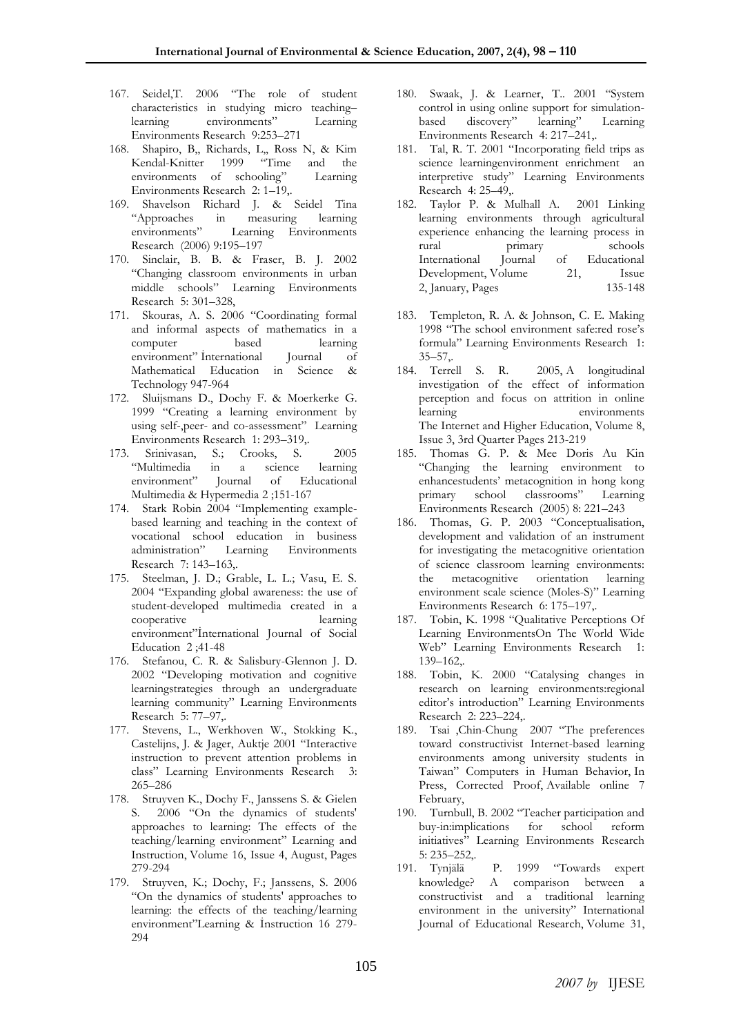167. Seidel,T. 2006 "The role of student characteristics in studying micro teaching–learning environments" Learning Environments Research 9:253–271
168. Shapiro, B,, Richards, L,, Ross N, & Kim Kendal-Knitter 1999 "Time and the environments of schooling" Learning Environments Research 2: 1–19,.
169. Shavelson Richard J. & Seidel Tina "Approaches in measuring learning environments" Learning Environments Research (2006) 9:195–197
170. Sinclair, B. B. & Fraser, B. J. 2002 "Changing classroom environments in urban middle schools" Learning Environments Research 5: 301–328,
171. Skouras, A. S. 2006 "Coordinating formal and informal aspects of mathematics in a computer based learning environment" İnternational Journal of Mathematical Education in Science & Technology 947-964
172. Sluijsmans D., Dochy F. & Moerkerke G. 1999 "Creating a learning environment by using self-,peer- and co-assessment" Learning Environments Research 1: 293–319,.
173. Srinivasan, S.; Crooks, S. 2005 "Multimedia in a science learning environment" Journal of Educational Multimedia & Hypermedia 2 ;151-167
174. Stark Robin 2004 "Implementing example-based learning and teaching in the context of vocational school education in business administration" Learning Environments Research 7: 143–163,.
175. Steelman, J. D.; Grable, L. L.; Vasu, E. S. 2004 "Expanding global awareness: the use of student-developed multimedia created in a cooperative learning environment"İnternational Journal of Social Education 2 ;41-48
176. Stefanou, C. R. & Salisbury-Glennon J. D. 2002 "Developing motivation and cognitive learningstrategies through an undergraduate learning community" Learning Environments Research 5: 77–97,.
177. Stevens, L., Werkhoven W., Stokking K., Castelijns, J. & Jager, Auktje 2001 "Interactive instruction to prevent attention problems in class" Learning Environments Research 3: 265–286
178. Struyven K., Dochy F., Janssens S. & Gielen S. 2006 "On the dynamics of students' approaches to learning: The effects of the teaching/learning environment" Learning and Instruction, Volume 16, Issue 4, August, Pages 279-294
179. Struyven, K.; Dochy, F.; Janssens, S. 2006 "On the dynamics of students' approaches to learning: the effects of the teaching/learning environment"Learning & İnstruction 16 279-294
180. Swaak, J. & Learner, T.. 2001 "System control in using online support for simulation-based discovery" learning" Learning Environments Research 4: 217–241,.
181. Tal, R. T. 2001 "Incorporating field trips as science learningenvironment enrichment an interpretive study" Learning Environments Research 4: 25–49,.
182. Taylor P. & Mulhall A. 2001 Linking learning environments through agricultural experience enhancing the learning process in rural primary schools International Journal of Educational Development, Volume 21, Issue 2, January, Pages 135-148
183. Templeton, R. A. & Johnson, C. E. Making 1998 "The school environment safe:red rose's formula" Learning Environments Research 1: 35–57,.
184. Terrell S. R. 2005, A longitudinal investigation of the effect of information perception and focus on attrition in online learning environments The Internet and Higher Education, Volume 8, Issue 3, 3rd Quarter Pages 213-219
185. Thomas G. P. & Mee Doris Au Kin "Changing the learning environment to enhancestudents' metacognition in hong kong primary school classrooms" Learning Environments Research (2005) 8: 221–243
186. Thomas, G. P. 2003 "Conceptualisation, development and validation of an instrument for investigating the metacognitive orientation of science classroom learning environments: the metacognitive orientation learning environment scale science (Moles-S)" Learning Environments Research 6: 175–197,.
187. Tobin, K. 1998 "Qualitative Perceptions Of Learning EnvironmentsOn The World Wide Web" Learning Environments Research 1: 139–162,.
188. Tobin, K. 2000 "Catalysing changes in research on learning environments:regional editor's introduction" Learning Environments Research 2: 223–224,.
189. Tsai ,Chin-Chung 2007 "The preferences toward constructivist Internet-based learning environments among university students in Taiwan" Computers in Human Behavior, In Press, Corrected Proof, Available online 7 February,
190. Turnbull, B. 2002 "Teacher participation and buy-in:implications for school reform initiatives" Learning Environments Research 5: 235–252,.
191. Tynjälä P. 1999 "Towards expert knowledge? A comparison between a constructivist and a traditional learning environment in the university" International Journal of Educational Research, Volume 31,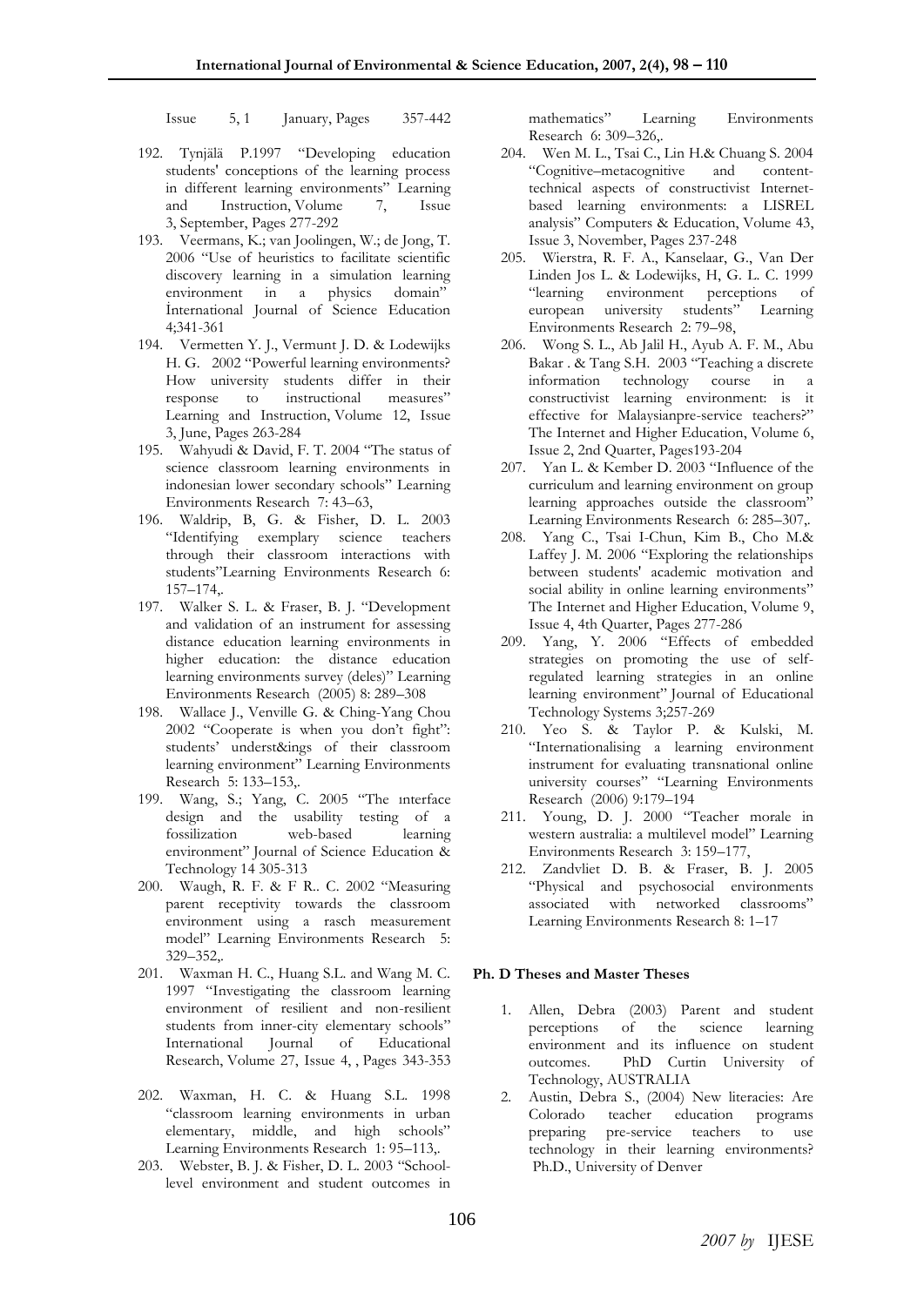Issue 5, 1 January, Pages 357-442

192. Tynjälä P.1997 "Developing education students' conceptions of the learning process in different learning environments" Learning and Instruction, Volume 7, Issue 3, September, Pages 277-292
193. Veermans, K.; van Joolingen, W.; de Jong, T. 2006 "Use of heuristics to facilitate scientific discovery learning in a simulation learning environment in a physics domain" İnternational Journal of Science Education 4;341-361
194. Vermetten Y. J., Vermunt J. D. & Lodewijks H. G. 2002 "Powerful learning environments? How university students differ in their response to instructional measures" Learning and Instruction, Volume 12, Issue 3, June, Pages 263-284
195. Wahyudi & David, F. T. 2004 "The status of science classroom learning environments in indonesian lower secondary schools" Learning Environments Research 7: 43–63,
196. Waldrip, B, G. & Fisher, D. L. 2003 "Identifying exemplary science teachers through their classroom interactions with students"Learning Environments Research 6: 157–174,.
197. Walker S. L. & Fraser, B. J. "Development and validation of an instrument for assessing distance education learning environments in higher education: the distance education learning environments survey (deles)" Learning Environments Research (2005) 8: 289–308
198. Wallace J., Venville G. & Ching-Yang Chou 2002 "Cooperate is when you don't fight": students' underst&ings of their classroom learning environment" Learning Environments Research 5: 133–153,.
199. Wang, S.; Yang, C. 2005 "The ınterface design and the usability testing of a fossilization web-based learning environment" Journal of Science Education & Technology 14 305-313
200. Waugh, R. F. & F R.. C. 2002 "Measuring parent receptivity towards the classroom environment using a rasch measurement model" Learning Environments Research 5: 329–352,.
201. Waxman H. C., Huang S.L. and Wang M. C. 1997 "Investigating the classroom learning environment of resilient and non-resilient students from inner-city elementary schools" International Journal of Educational Research, Volume 27, Issue 4, , Pages 343-353
202. Waxman, H. C. & Huang S.L. 1998 "classroom learning environments in urban elementary, middle, and high schools" Learning Environments Research 1: 95–113,.
203. Webster, B. J. & Fisher, D. L. 2003 "School-level environment and student outcomes in mathematics" Learning Environments Research 6: 309–326,.
204. Wen M. L., Tsai C., Lin H.& Chuang S. 2004 "Cognitive–metacognitive and content-technical aspects of constructivist Internet-based learning environments: a LISREL analysis" Computers & Education, Volume 43, Issue 3, November, Pages 237-248
205. Wierstra, R. F. A., Kanselaar, G., Van Der Linden Jos L. & Lodewijks, H, G. L. C. 1999 "learning environment perceptions of european university students" Learning Environments Research 2: 79–98,
206. Wong S. L., Ab Jalil H., Ayub A. F. M., Abu Bakar . & Tang S.H. 2003 "Teaching a discrete information technology course in a constructivist learning environment: is it effective for Malaysianpre-service teachers?" The Internet and Higher Education, Volume 6, Issue 2, 2nd Quarter, Pages193-204
207. Yan L. & Kember D. 2003 "Influence of the curriculum and learning environment on group learning approaches outside the classroom" Learning Environments Research 6: 285–307,.
208. Yang C., Tsai I-Chun, Kim B., Cho M.& Laffey J. M. 2006 "Exploring the relationships between students' academic motivation and social ability in online learning environments" The Internet and Higher Education, Volume 9, Issue 4, 4th Quarter, Pages 277-286
209. Yang, Y. 2006 "Effects of embedded strategies on promoting the use of self-regulated learning strategies in an online learning environment" Journal of Educational Technology Systems 3;257-269
210. Yeo S. & Taylor P. & Kulski, M. "Internationalising a learning environment instrument for evaluating transnational online university courses" "Learning Environments Research (2006) 9:179–194
211. Young, D. J. 2000 "Teacher morale in western australia: a multilevel model" Learning Environments Research 3: 159–177,
212. Zandvliet D. B. & Fraser, B. J. 2005 "Physical and psychosocial environments associated with networked classrooms" Learning Environments Research 8: 1–17

**Ph. D Theses and Master Theses**

1. Allen, Debra (2003) Parent and student perceptions of the science learning environment and its influence on student outcomes. PhD Curtin University of Technology, AUSTRALIA
2. Austin, Debra S., (2004) New literacies: Are Colorado teacher education programs preparing pre-service teachers to use technology in their learning environments? Ph.D., University of Denver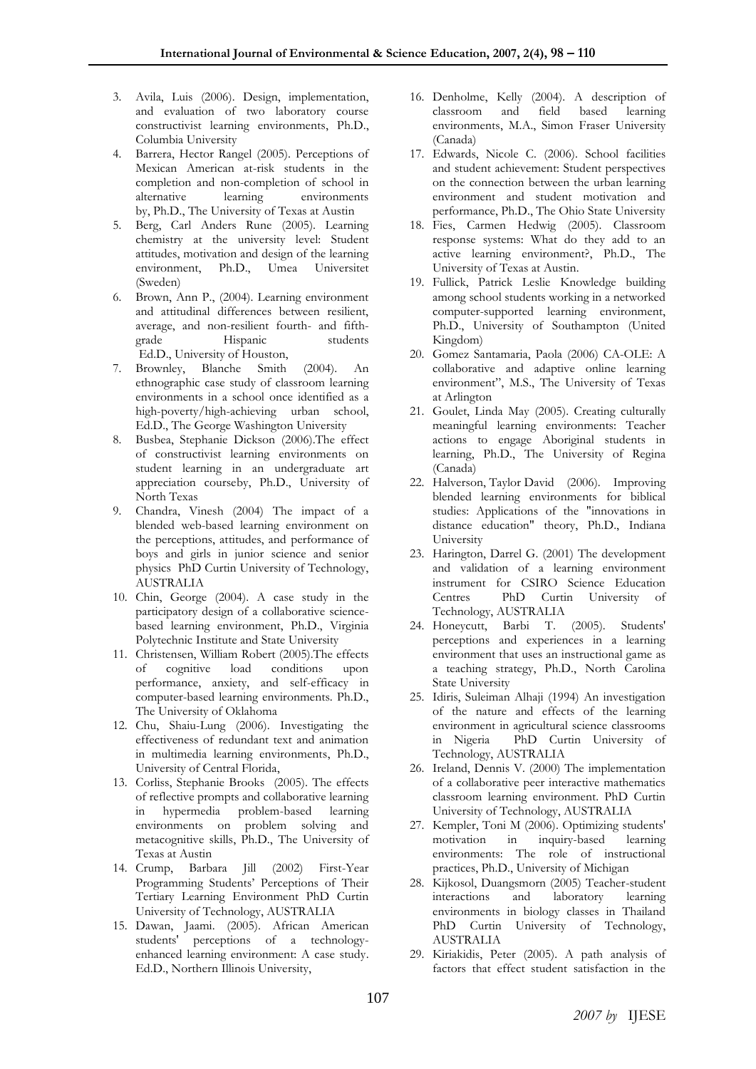3. Avila, Luis (2006). Design, implementation, and evaluation of two laboratory course constructivist learning environments, Ph.D., Columbia University
4. Barrera, Hector Rangel (2005). Perceptions of Mexican American at-risk students in the completion and non-completion of school in alternative learning environments by, Ph.D., The University of Texas at Austin
5. Berg, Carl Anders Rune (2005). Learning chemistry at the university level: Student attitudes, motivation and design of the learning environment, Ph.D., Umea Universitet (Sweden)
6. Brown, Ann P., (2004). Learning environment and attitudinal differences between resilient, average, and non-resilient fourth- and fifth-grade Hispanic students Ed.D., University of Houston,
7. Brownley, Blanche Smith (2004). An ethnographic case study of classroom learning environments in a school once identified as a high-poverty/high-achieving urban school, Ed.D., The George Washington University
8. Busbea, Stephanie Dickson (2006).The effect of constructivist learning environments on student learning in an undergraduate art appreciation courseby, Ph.D., University of North Texas
9. Chandra, Vinesh (2004) The impact of a blended web-based learning environment on the perceptions, attitudes, and performance of boys and girls in junior science and senior physics PhD Curtin University of Technology, AUSTRALIA
10. Chin, George (2004). A case study in the participatory design of a collaborative science-based learning environment, Ph.D., Virginia Polytechnic Institute and State University
11. Christensen, William Robert (2005).The effects of cognitive load conditions upon performance, anxiety, and self-efficacy in computer-based learning environments. Ph.D., The University of Oklahoma
12. Chu, Shaiu-Lung (2006). Investigating the effectiveness of redundant text and animation in multimedia learning environments, Ph.D., University of Central Florida,
13. Corliss, Stephanie Brooks (2005). The effects of reflective prompts and collaborative learning in hypermedia problem-based learning environments on problem solving and metacognitive skills, Ph.D., The University of Texas at Austin
14. Crump, Barbara Jill (2002) First-Year Programming Students' Perceptions of Their Tertiary Learning Environment PhD Curtin University of Technology, AUSTRALIA
15. Dawan, Jaami. (2005). African American students' perceptions of a technology-enhanced learning environment: A case study. Ed.D., Northern Illinois University,
16. Denholme, Kelly (2004). A description of classroom and field based learning environments, M.A., Simon Fraser University (Canada)
17. Edwards, Nicole C. (2006). School facilities and student achievement: Student perspectives on the connection between the urban learning environment and student motivation and performance, Ph.D., The Ohio State University
18. Fies, Carmen Hedwig (2005). Classroom response systems: What do they add to an active learning environment?, Ph.D., The University of Texas at Austin.
19. Fullick, Patrick Leslie Knowledge building among school students working in a networked computer-supported learning environment, Ph.D., University of Southampton (United Kingdom)
20. Gomez Santamaria, Paola (2006) CA-OLE: A collaborative and adaptive online learning environment", M.S., The University of Texas at Arlington
21. Goulet, Linda May (2005). Creating culturally meaningful learning environments: Teacher actions to engage Aboriginal students in learning, Ph.D., The University of Regina (Canada)
22. Halverson, Taylor David (2006). Improving blended learning environments for biblical studies: Applications of the "innovations in distance education" theory, Ph.D., Indiana University
23. Harington, Darrel G. (2001) The development and validation of a learning environment instrument for CSIRO Science Education Centres PhD Curtin University of Technology, AUSTRALIA
24. Honeycutt, Barbi T. (2005). Students' perceptions and experiences in a learning environment that uses an instructional game as a teaching strategy, Ph.D., North Carolina State University
25. Idiris, Suleiman Alhaji (1994) An investigation of the nature and effects of the learning environment in agricultural science classrooms in Nigeria PhD Curtin University of Technology, AUSTRALIA
26. Ireland, Dennis V. (2000) The implementation of a collaborative peer interactive mathematics classroom learning environment. PhD Curtin University of Technology, AUSTRALIA
27. Kempler, Toni M (2006). Optimizing students' motivation in inquiry-based learning environments: The role of instructional practices, Ph.D., University of Michigan
28. Kijkosol, Duangsmorn (2005) Teacher-student interactions and laboratory learning environments in biology classes in Thailand PhD Curtin University of Technology, AUSTRALIA
29. Kiriakidis, Peter (2005). A path analysis of factors that effect student satisfaction in the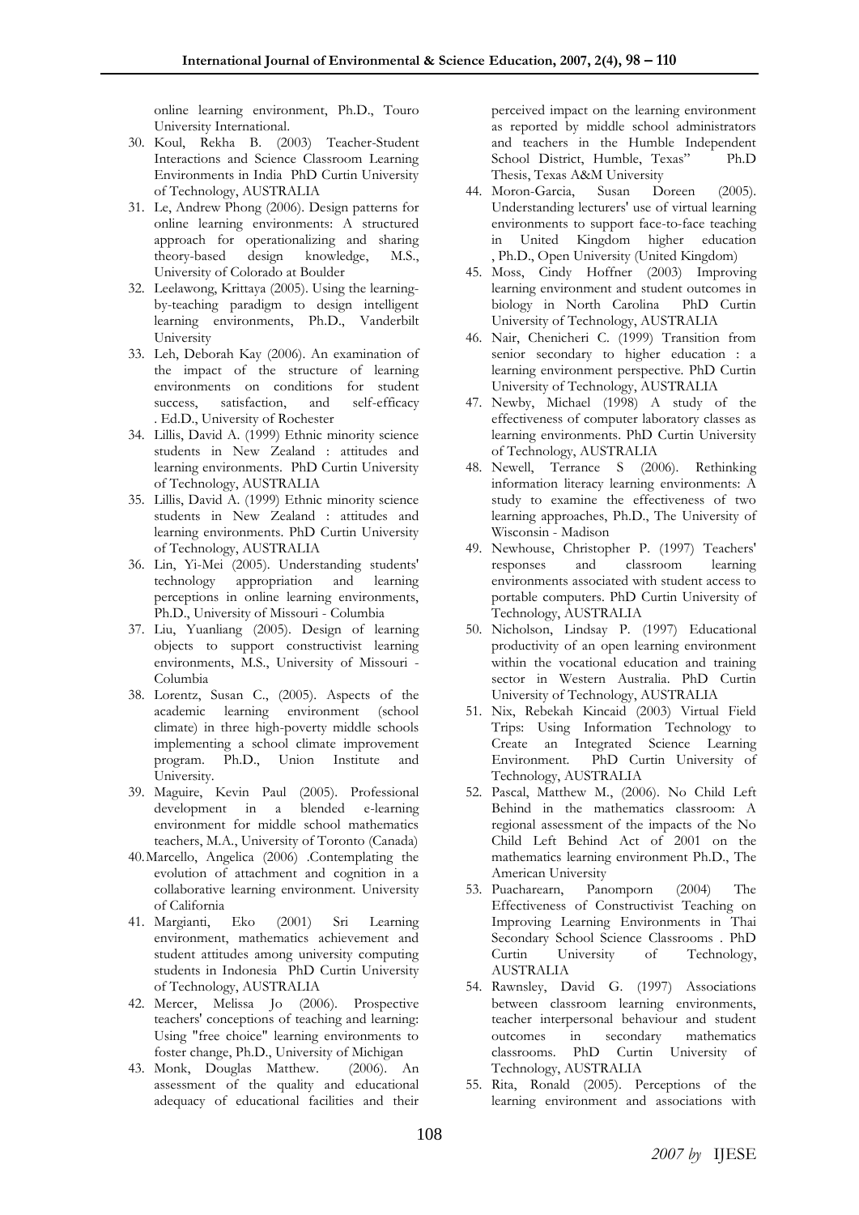online learning environment, Ph.D., Touro University International.

30. Koul, Rekha B. (2003) Teacher-Student Interactions and Science Classroom Learning Environments in India PhD Curtin University of Technology, AUSTRALIA
31. Le, Andrew Phong (2006). Design patterns for online learning environments: A structured approach for operationalizing and sharing theory-based design knowledge, M.S., University of Colorado at Boulder
32. Leelawong, Krittaya (2005). Using the learning-by-teaching paradigm to design intelligent learning environments, Ph.D., Vanderbilt University
33. Leh, Deborah Kay (2006). An examination of the impact of the structure of learning environments on conditions for student success, satisfaction, and self-efficacy . Ed.D., University of Rochester
34. Lillis, David A. (1999) Ethnic minority science students in New Zealand : attitudes and learning environments. PhD Curtin University of Technology, AUSTRALIA
35. Lillis, David A. (1999) Ethnic minority science students in New Zealand : attitudes and learning environments. PhD Curtin University of Technology, AUSTRALIA
36. Lin, Yi-Mei (2005). Understanding students' technology appropriation and learning perceptions in online learning environments, Ph.D., University of Missouri - Columbia
37. Liu, Yuanliang (2005). Design of learning objects to support constructivist learning environments, M.S., University of Missouri - Columbia
38. Lorentz, Susan C., (2005). Aspects of the academic learning environment (school climate) in three high-poverty middle schools implementing a school climate improvement program. Ph.D., Union Institute and University.
39. Maguire, Kevin Paul (2005). Professional development in a blended e-learning environment for middle school mathematics teachers, M.A., University of Toronto (Canada)
40. Marcello, Angelica (2006) .Contemplating the evolution of attachment and cognition in a collaborative learning environment. University of California
41. Margianti, Eko (2001) Sri Learning environment, mathematics achievement and student attitudes among university computing students in Indonesia PhD Curtin University of Technology, AUSTRALIA
42. Mercer, Melissa Jo (2006). Prospective teachers' conceptions of teaching and learning: Using "free choice" learning environments to foster change, Ph.D., University of Michigan
43. Monk, Douglas Matthew. (2006). An assessment of the quality and educational adequacy of educational facilities and their perceived impact on the learning environment as reported by middle school administrators and teachers in the Humble Independent School District, Humble, Texas" Ph.D Thesis, Texas A&M University
44. Moron-Garcia, Susan Doreen (2005). Understanding lecturers' use of virtual learning environments to support face-to-face teaching in United Kingdom higher education , Ph.D., Open University (United Kingdom)
45. Moss, Cindy Hoffner (2003) Improving learning environment and student outcomes in biology in North Carolina PhD Curtin University of Technology, AUSTRALIA
46. Nair, Chenicheri C. (1999) Transition from senior secondary to higher education : a learning environment perspective. PhD Curtin University of Technology, AUSTRALIA
47. Newby, Michael (1998) A study of the effectiveness of computer laboratory classes as learning environments. PhD Curtin University of Technology, AUSTRALIA
48. Newell, Terrance S (2006). Rethinking information literacy learning environments: A study to examine the effectiveness of two learning approaches, Ph.D., The University of Wisconsin - Madison
49. Newhouse, Christopher P. (1997) Teachers' responses and classroom learning environments associated with student access to portable computers. PhD Curtin University of Technology, AUSTRALIA
50. Nicholson, Lindsay P. (1997) Educational productivity of an open learning environment within the vocational education and training sector in Western Australia. PhD Curtin University of Technology, AUSTRALIA
51. Nix, Rebekah Kincaid (2003) Virtual Field Trips: Using Information Technology to Create an Integrated Science Learning Environment. PhD Curtin University of Technology, AUSTRALIA
52. Pascal, Matthew M., (2006). No Child Left Behind in the mathematics classroom: A regional assessment of the impacts of the No Child Left Behind Act of 2001 on the mathematics learning environment Ph.D., The American University
53. Puacharearn, Panomporn (2004) The Effectiveness of Constructivist Teaching on Improving Learning Environments in Thai Secondary School Science Classrooms . PhD Curtin University of Technology, AUSTRALIA
54. Rawnsley, David G. (1997) Associations between classroom learning environments, teacher interpersonal behaviour and student outcomes in secondary mathematics classrooms. PhD Curtin University of Technology, AUSTRALIA
55. Rita, Ronald (2005). Perceptions of the learning environment and associations with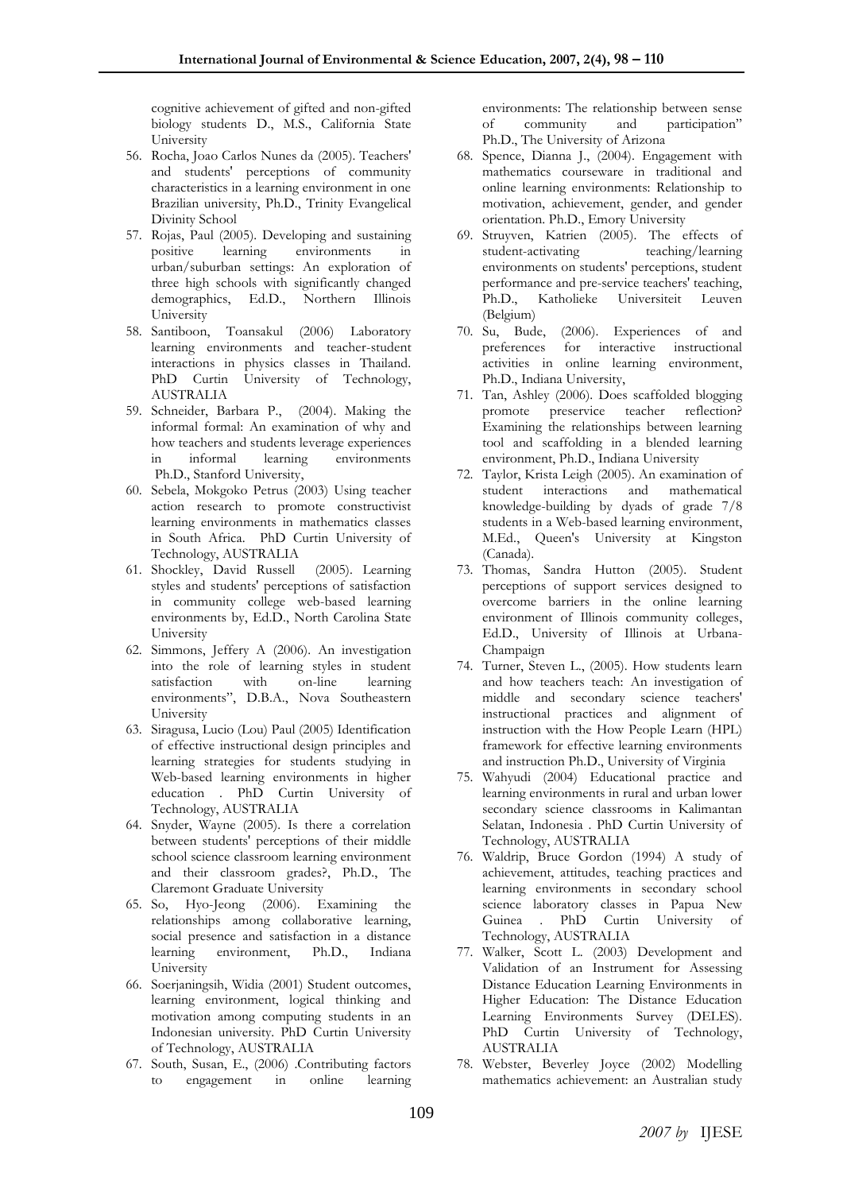cognitive achievement of gifted and non-gifted biology students D., M.S., California State University

56. Rocha, Joao Carlos Nunes da (2005). Teachers' and students' perceptions of community characteristics in a learning environment in one Brazilian university, Ph.D., Trinity Evangelical Divinity School
57. Rojas, Paul (2005). Developing and sustaining positive learning environments in urban/suburban settings: An exploration of three high schools with significantly changed demographics, Ed.D., Northern Illinois University
58. Santiboon, Toansakul (2006) Laboratory learning environments and teacher-student interactions in physics classes in Thailand. PhD Curtin University of Technology, AUSTRALIA
59. Schneider, Barbara P., (2004). Making the informal formal: An examination of why and how teachers and students leverage experiences in informal learning environments Ph.D., Stanford University,
60. Sebela, Mokgoko Petrus (2003) Using teacher action research to promote constructivist learning environments in mathematics classes in South Africa. PhD Curtin University of Technology, AUSTRALIA
61. Shockley, David Russell (2005). Learning styles and students' perceptions of satisfaction in community college web-based learning environments by, Ed.D., North Carolina State University
62. Simmons, Jeffery A (2006). An investigation into the role of learning styles in student satisfaction with on-line learning environments", D.B.A., Nova Southeastern University
63. Siragusa, Lucio (Lou) Paul (2005) Identification of effective instructional design principles and learning strategies for students studying in Web-based learning environments in higher education . PhD Curtin University of Technology, AUSTRALIA
64. Snyder, Wayne (2005). Is there a correlation between students' perceptions of their middle school science classroom learning environment and their classroom grades?, Ph.D., The Claremont Graduate University
65. So, Hyo-Jeong (2006). Examining the relationships among collaborative learning, social presence and satisfaction in a distance learning environment, Ph.D., Indiana University
66. Soerjaningsih, Widia (2001) Student outcomes, learning environment, logical thinking and motivation among computing students in an Indonesian university. PhD Curtin University of Technology, AUSTRALIA
67. South, Susan, E., (2006) .Contributing factors to engagement in online learning environments: The relationship between sense of community and participation" Ph.D., The University of Arizona
68. Spence, Dianna J., (2004). Engagement with mathematics courseware in traditional and online learning environments: Relationship to motivation, achievement, gender, and gender orientation. Ph.D., Emory University
69. Struyven, Katrien (2005). The effects of student-activating teaching/learning environments on students' perceptions, student performance and pre-service teachers' teaching, Ph.D., Katholieke Universiteit Leuven (Belgium)
70. Su, Bude, (2006). Experiences of and preferences for interactive instructional activities in online learning environment, Ph.D., Indiana University,
71. Tan, Ashley (2006). Does scaffolded blogging promote preservice teacher reflection? Examining the relationships between learning tool and scaffolding in a blended learning environment, Ph.D., Indiana University
72. Taylor, Krista Leigh (2005). An examination of student interactions and mathematical knowledge-building by dyads of grade 7/8 students in a Web-based learning environment, M.Ed., Queen's University at Kingston (Canada).
73. Thomas, Sandra Hutton (2005). Student perceptions of support services designed to overcome barriers in the online learning environment of Illinois community colleges, Ed.D., University of Illinois at Urbana-Champaign
74. Turner, Steven L., (2005). How students learn and how teachers teach: An investigation of middle and secondary science teachers' instructional practices and alignment of instruction with the How People Learn (HPL) framework for effective learning environments and instruction Ph.D., University of Virginia
75. Wahyudi (2004) Educational practice and learning environments in rural and urban lower secondary science classrooms in Kalimantan Selatan, Indonesia . PhD Curtin University of Technology, AUSTRALIA
76. Waldrip, Bruce Gordon (1994) A study of achievement, attitudes, teaching practices and learning environments in secondary school science laboratory classes in Papua New Guinea . PhD Curtin University of Technology, AUSTRALIA
77. Walker, Scott L. (2003) Development and Validation of an Instrument for Assessing Distance Education Learning Environments in Higher Education: The Distance Education Learning Environments Survey (DELES). PhD Curtin University of Technology, AUSTRALIA
78. Webster, Beverley Joyce (2002) Modelling mathematics achievement: an Australian study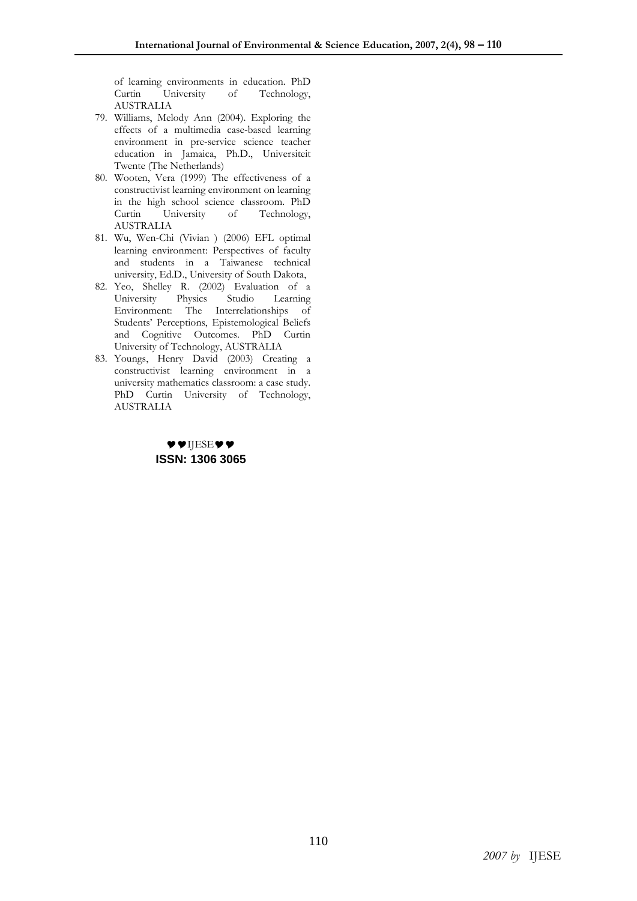of learning environments in education. PhD Curtin University of Technology, AUSTRALIA

79. Williams, Melody Ann (2004). Exploring the effects of a multimedia case-based learning environment in pre-service science teacher education in Jamaica, Ph.D., Universiteit Twente (The Netherlands)
80. Wooten, Vera (1999) The effectiveness of a constructivist learning environment on learning in the high school science classroom. PhD Curtin University of Technology, AUSTRALIA
81. Wu, Wen-Chi (Vivian ) (2006) EFL optimal learning environment: Perspectives of faculty and students in a Taiwanese technical university, Ed.D., University of South Dakota,
82. Yeo, Shelley R. (2002) Evaluation of a University Physics Studio Learning Environment: The Interrelationships of Students' Perceptions, Epistemological Beliefs and Cognitive Outcomes. PhD Curtin University of Technology, AUSTRALIA
83. Youngs, Henry David (2003) Creating a constructivist learning environment in a university mathematics classroom: a case study. PhD Curtin University of Technology, AUSTRALIA

♥♥IJESE♥♥

**ISSN: 1306 3065**